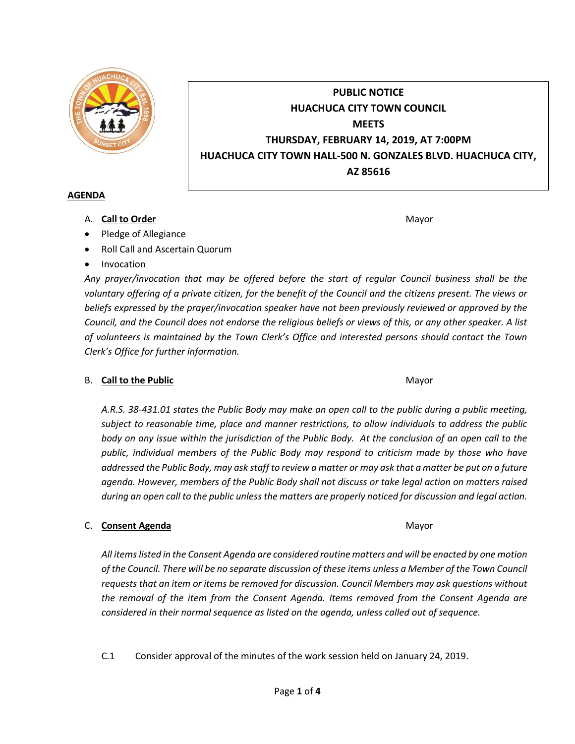**PUBLIC NOTICE**
**HUACHUCA CITY TOWN COUNCIL**
**MEETS**
**THURSDAY, FEBRUARY 14, 2019, AT 7:00PM**
**HUACHUCA CITY TOWN HALL-500 N. GONZALES BLVD. HUACHUCA CITY, AZ 85616**

## AGENDA

A. **Call to Order** — Mayor

- Pledge of Allegiance
- Roll Call and Ascertain Quorum
- Invocation

*Any prayer/invocation that may be offered before the start of regular Council business shall be the voluntary offering of a private citizen, for the benefit of the Council and the citizens present. The views or beliefs expressed by the prayer/invocation speaker have not been previously reviewed or approved by the Council, and the Council does not endorse the religious beliefs or views of this, or any other speaker. A list of volunteers is maintained by the Town Clerk's Office and interested persons should contact the Town Clerk's Office for further information.*

B. **Call to the Public** — Mayor

*A.R.S. 38-431.01 states the Public Body may make an open call to the public during a public meeting, subject to reasonable time, place and manner restrictions, to allow individuals to address the public body on any issue within the jurisdiction of the Public Body. At the conclusion of an open call to the public, individual members of the Public Body may respond to criticism made by those who have addressed the Public Body, may ask staff to review a matter or may ask that a matter be put on a future agenda. However, members of the Public Body shall not discuss or take legal action on matters raised during an open call to the public unless the matters are properly noticed for discussion and legal action.*

C. **Consent Agenda** — Mayor

*All items listed in the Consent Agenda are considered routine matters and will be enacted by one motion of the Council. There will be no separate discussion of these items unless a Member of the Town Council requests that an item or items be removed for discussion. Council Members may ask questions without the removal of the item from the Consent Agenda. Items removed from the Consent Agenda are considered in their normal sequence as listed on the agenda, unless called out of sequence.*

C.1 Consider approval of the minutes of the work session held on January 24, 2019.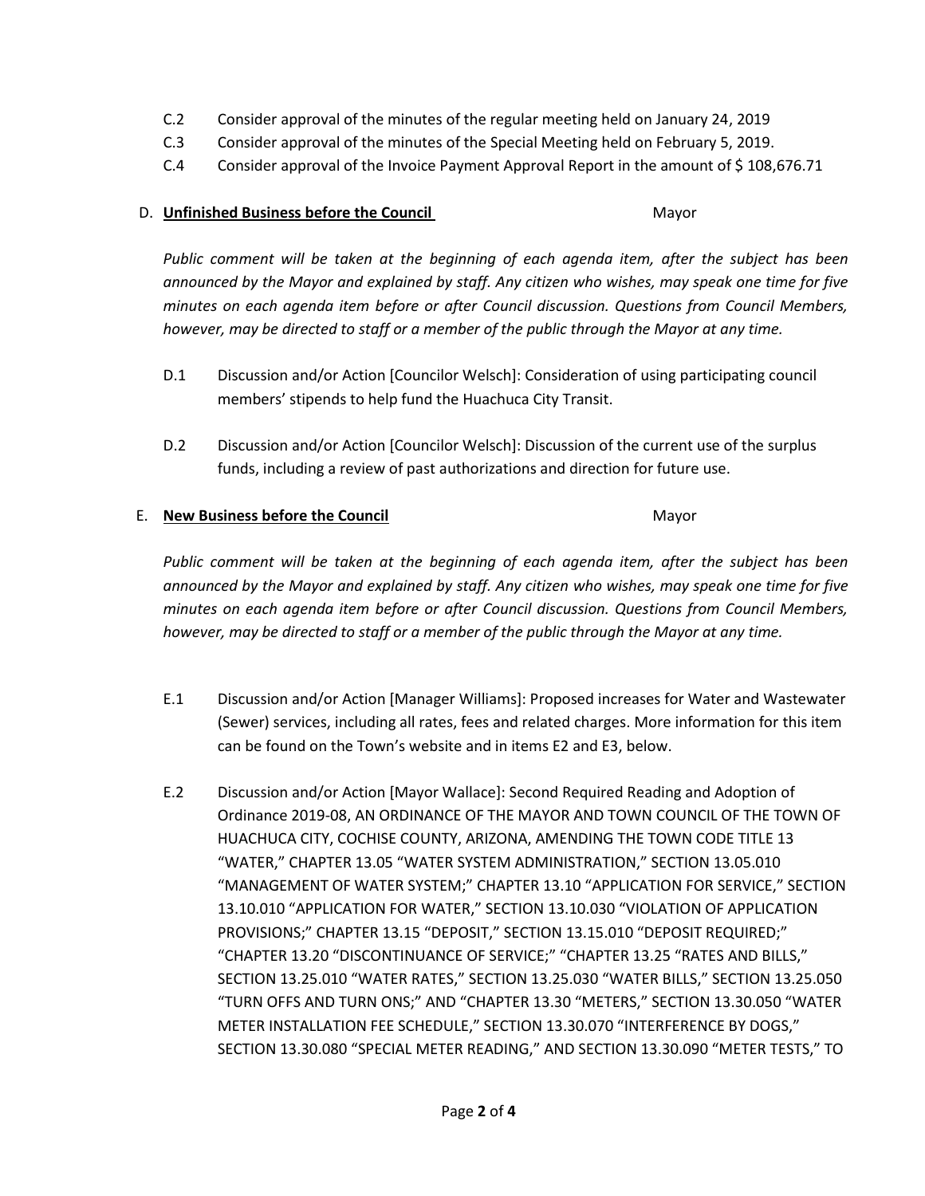C.2 Consider approval of the minutes of the regular meeting held on January 24, 2019

C.3 Consider approval of the minutes of the Special Meeting held on February 5, 2019.

C.4 Consider approval of the Invoice Payment Approval Report in the amount of $ 108,676.71

D. **Unfinished Business before the Council** Mayor

*Public comment will be taken at the beginning of each agenda item, after the subject has been announced by the Mayor and explained by staff. Any citizen who wishes, may speak one time for five minutes on each agenda item before or after Council discussion. Questions from Council Members, however, may be directed to staff or a member of the public through the Mayor at any time.*

D.1 Discussion and/or Action [Councilor Welsch]: Consideration of using participating council members' stipends to help fund the Huachuca City Transit.

D.2 Discussion and/or Action [Councilor Welsch]: Discussion of the current use of the surplus funds, including a review of past authorizations and direction for future use.

E. **New Business before the Council** Mayor

*Public comment will be taken at the beginning of each agenda item, after the subject has been announced by the Mayor and explained by staff. Any citizen who wishes, may speak one time for five minutes on each agenda item before or after Council discussion. Questions from Council Members, however, may be directed to staff or a member of the public through the Mayor at any time.*

E.1 Discussion and/or Action [Manager Williams]: Proposed increases for Water and Wastewater (Sewer) services, including all rates, fees and related charges. More information for this item can be found on the Town's website and in items E2 and E3, below.

E.2 Discussion and/or Action [Mayor Wallace]: Second Required Reading and Adoption of Ordinance 2019-08, AN ORDINANCE OF THE MAYOR AND TOWN COUNCIL OF THE TOWN OF HUACHUCA CITY, COCHISE COUNTY, ARIZONA, AMENDING THE TOWN CODE TITLE 13 "WATER," CHAPTER 13.05 "WATER SYSTEM ADMINISTRATION," SECTION 13.05.010 "MANAGEMENT OF WATER SYSTEM;" CHAPTER 13.10 "APPLICATION FOR SERVICE," SECTION 13.10.010 "APPLICATION FOR WATER," SECTION 13.10.030 "VIOLATION OF APPLICATION PROVISIONS;" CHAPTER 13.15 "DEPOSIT," SECTION 13.15.010 "DEPOSIT REQUIRED;" "CHAPTER 13.20 "DISCONTINUANCE OF SERVICE;" "CHAPTER 13.25 "RATES AND BILLS," SECTION 13.25.010 "WATER RATES," SECTION 13.25.030 "WATER BILLS," SECTION 13.25.050 "TURN OFFS AND TURN ONS;" AND "CHAPTER 13.30 "METERS," SECTION 13.30.050 "WATER METER INSTALLATION FEE SCHEDULE," SECTION 13.30.070 "INTERFERENCE BY DOGS," SECTION 13.30.080 "SPECIAL METER READING," AND SECTION 13.30.090 "METER TESTS," TO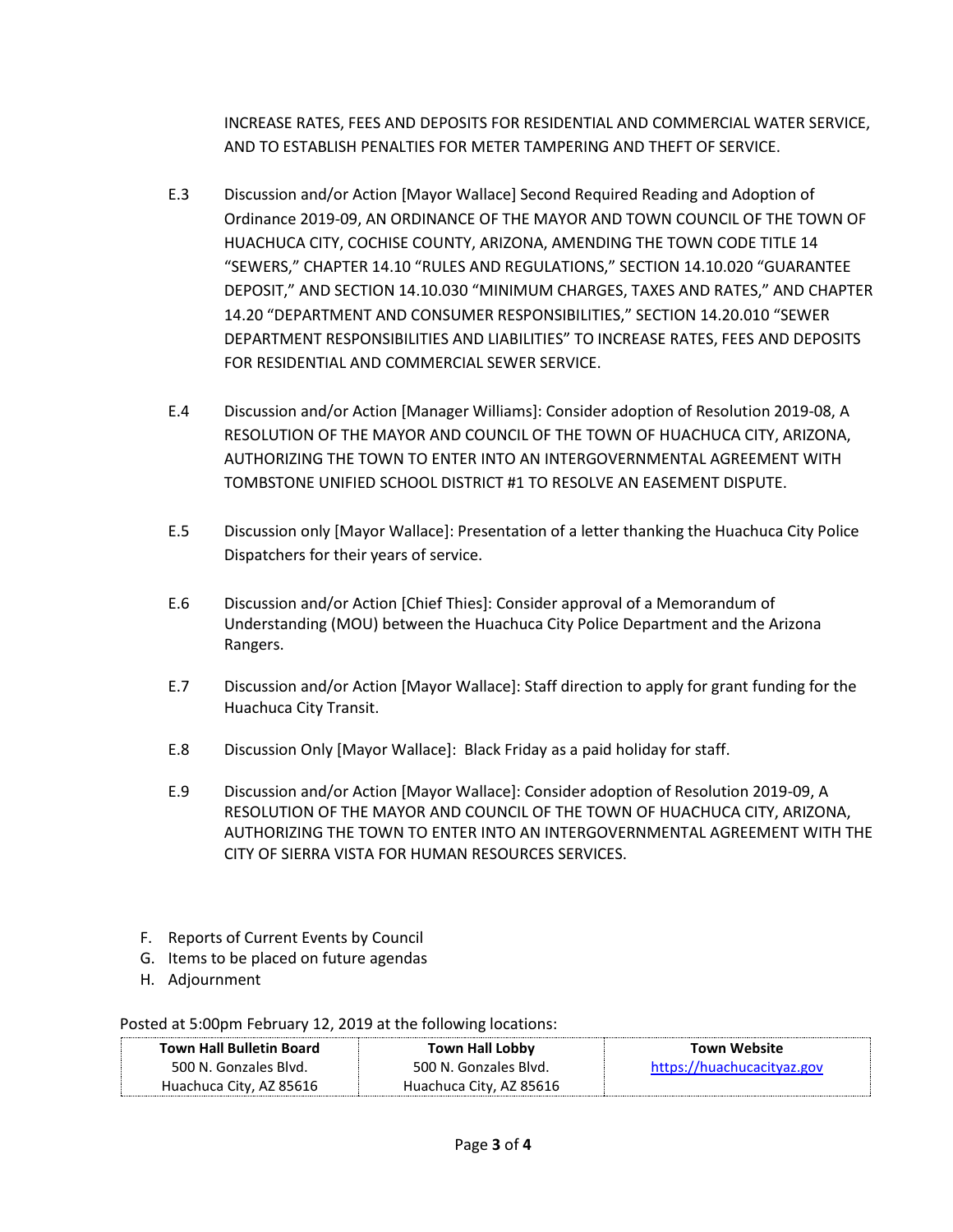INCREASE RATES, FEES AND DEPOSITS FOR RESIDENTIAL AND COMMERCIAL WATER SERVICE, AND TO ESTABLISH PENALTIES FOR METER TAMPERING AND THEFT OF SERVICE.

E.3 Discussion and/or Action [Mayor Wallace] Second Required Reading and Adoption of Ordinance 2019-09, AN ORDINANCE OF THE MAYOR AND TOWN COUNCIL OF THE TOWN OF HUACHUCA CITY, COCHISE COUNTY, ARIZONA, AMENDING THE TOWN CODE TITLE 14 "SEWERS," CHAPTER 14.10 "RULES AND REGULATIONS," SECTION 14.10.020 "GUARANTEE DEPOSIT," AND SECTION 14.10.030 "MINIMUM CHARGES, TAXES AND RATES," AND CHAPTER 14.20 "DEPARTMENT AND CONSUMER RESPONSIBILITIES," SECTION 14.20.010 "SEWER DEPARTMENT RESPONSIBILITIES AND LIABILITIES" TO INCREASE RATES, FEES AND DEPOSITS FOR RESIDENTIAL AND COMMERCIAL SEWER SERVICE.

E.4 Discussion and/or Action [Manager Williams]: Consider adoption of Resolution 2019-08, A RESOLUTION OF THE MAYOR AND COUNCIL OF THE TOWN OF HUACHUCA CITY, ARIZONA, AUTHORIZING THE TOWN TO ENTER INTO AN INTERGOVERNMENTAL AGREEMENT WITH TOMBSTONE UNIFIED SCHOOL DISTRICT #1 TO RESOLVE AN EASEMENT DISPUTE.

E.5 Discussion only [Mayor Wallace]: Presentation of a letter thanking the Huachuca City Police Dispatchers for their years of service.

E.6 Discussion and/or Action [Chief Thies]: Consider approval of a Memorandum of Understanding (MOU) between the Huachuca City Police Department and the Arizona Rangers.

E.7 Discussion and/or Action [Mayor Wallace]: Staff direction to apply for grant funding for the Huachuca City Transit.

E.8 Discussion Only [Mayor Wallace]: Black Friday as a paid holiday for staff.

E.9 Discussion and/or Action [Mayor Wallace]: Consider adoption of Resolution 2019-09, A RESOLUTION OF THE MAYOR AND COUNCIL OF THE TOWN OF HUACHUCA CITY, ARIZONA, AUTHORIZING THE TOWN TO ENTER INTO AN INTERGOVERNMENTAL AGREEMENT WITH THE CITY OF SIERRA VISTA FOR HUMAN RESOURCES SERVICES.

F. Reports of Current Events by Council
G. Items to be placed on future agendas
H. Adjournment

Posted at 5:00pm February 12, 2019 at the following locations:

| Town Hall Bulletin Board | Town Hall Lobby | Town Website |
|---|---|---|
| 500 N. Gonzales Blvd.<br>Huachuca City, AZ 85616 | 500 N. Gonzales Blvd.<br>Huachuca City, AZ 85616 | https://huachucacityaz.gov |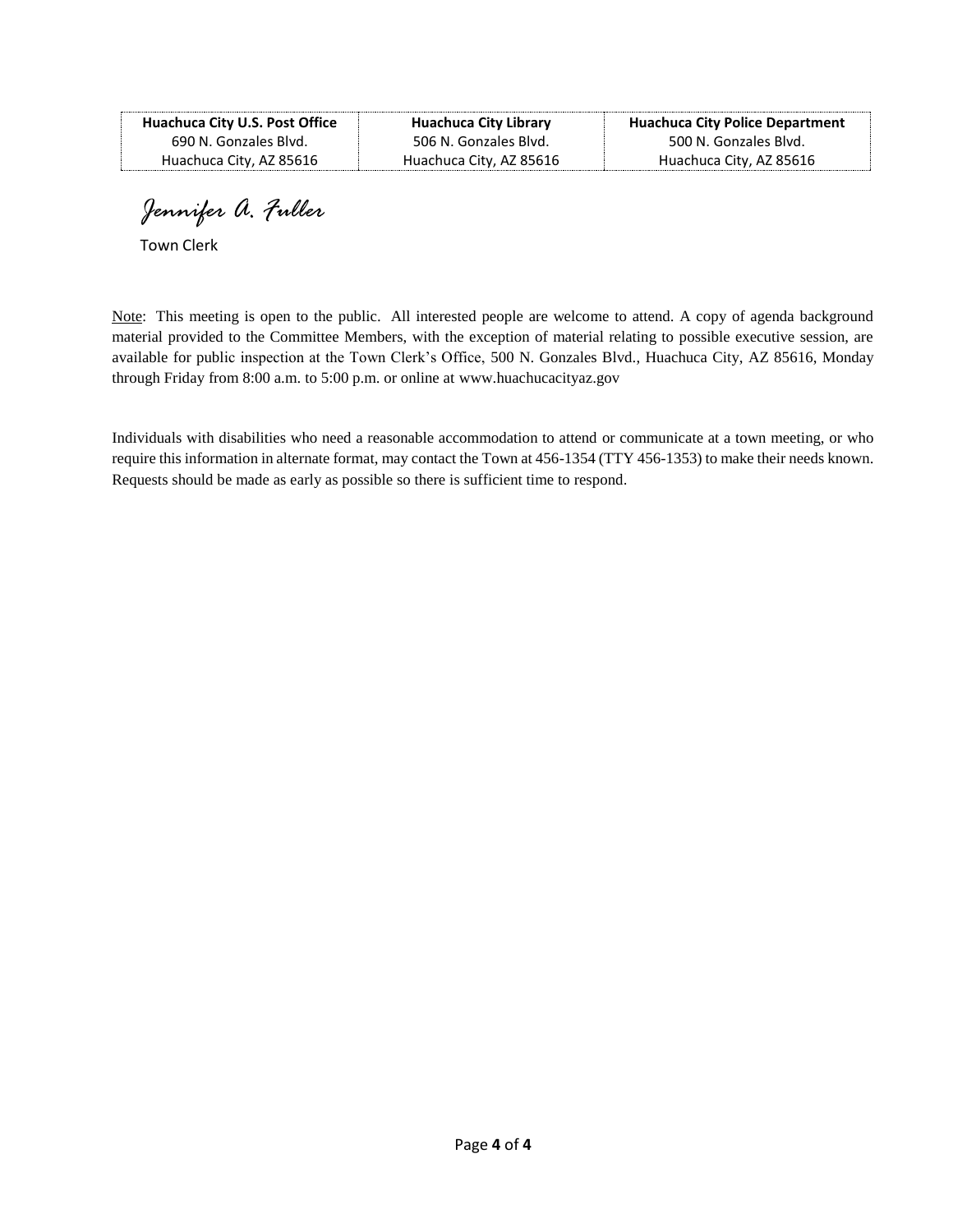| Huachuca City U.S. Post Office | Huachuca City Library | Huachuca City Police Department |
|---|---|---|
| 690 N. Gonzales Blvd. | 506 N. Gonzales Blvd. | 500 N. Gonzales Blvd. |
| Huachuca City, AZ 85616 | Huachuca City, AZ 85616 | Huachuca City, AZ 85616 |

*Jennifer A. Fuller*

Town Clerk

Note: This meeting is open to the public. All interested people are welcome to attend. A copy of agenda background material provided to the Committee Members, with the exception of material relating to possible executive session, are available for public inspection at the Town Clerk's Office, 500 N. Gonzales Blvd., Huachuca City, AZ 85616, Monday through Friday from 8:00 a.m. to 5:00 p.m. or online at www.huachucacityaz.gov

Individuals with disabilities who need a reasonable accommodation to attend or communicate at a town meeting, or who require this information in alternate format, may contact the Town at 456-1354 (TTY 456-1353) to make their needs known. Requests should be made as early as possible so there is sufficient time to respond.